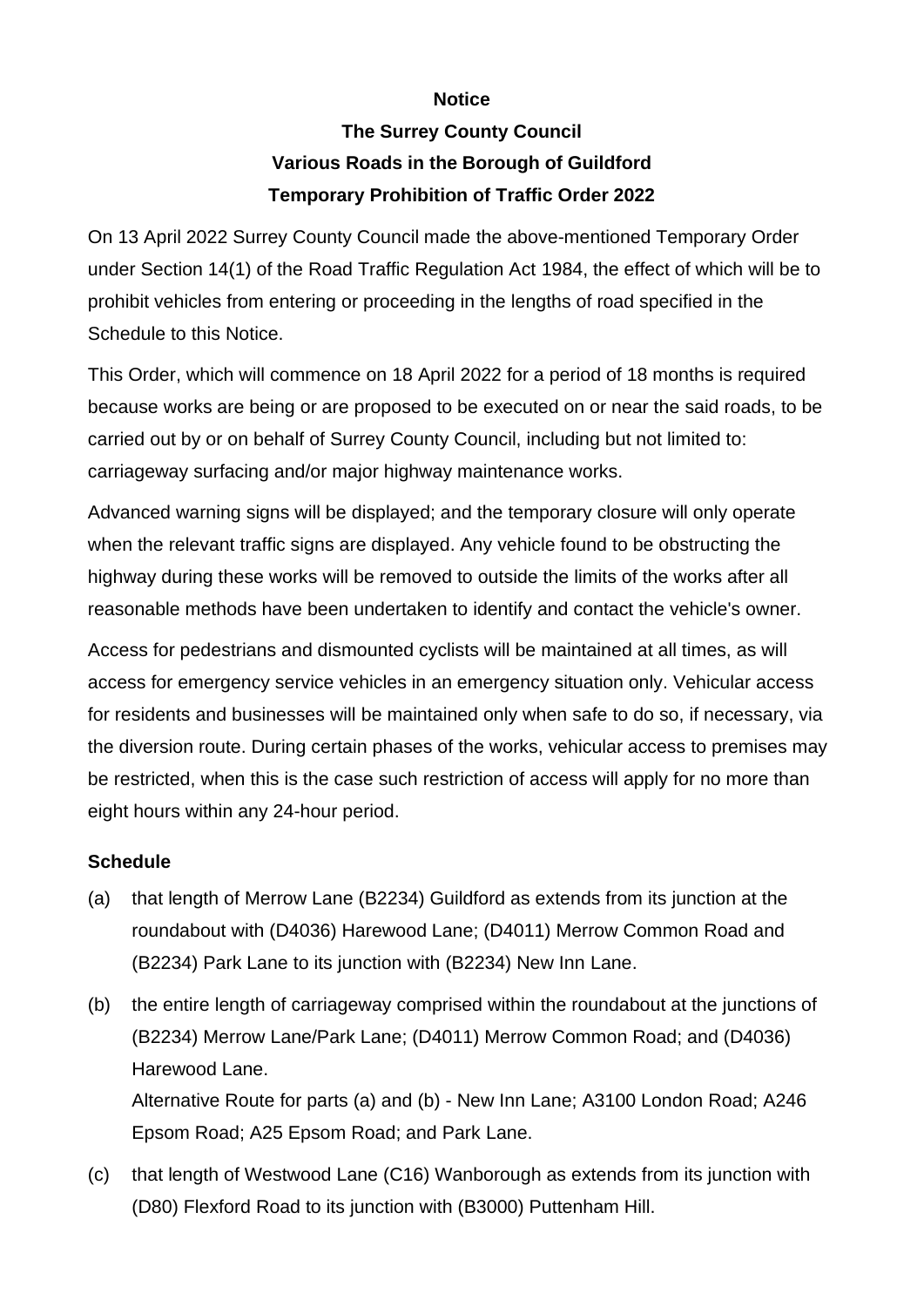**Notice**

**The Surrey County Council**

**Various Roads in the Borough of Guildford**

**Temporary Prohibition of Traffic Order 2022**

On 13 April 2022 Surrey County Council made the above-mentioned Temporary Order under Section 14(1) of the Road Traffic Regulation Act 1984, the effect of which will be to prohibit vehicles from entering or proceeding in the lengths of road specified in the Schedule to this Notice.

This Order, which will commence on 18 April 2022 for a period of 18 months is required because works are being or are proposed to be executed on or near the said roads, to be carried out by or on behalf of Surrey County Council, including but not limited to: carriageway surfacing and/or major highway maintenance works.

Advanced warning signs will be displayed; and the temporary closure will only operate when the relevant traffic signs are displayed. Any vehicle found to be obstructing the highway during these works will be removed to outside the limits of the works after all reasonable methods have been undertaken to identify and contact the vehicle's owner.

Access for pedestrians and dismounted cyclists will be maintained at all times, as will access for emergency service vehicles in an emergency situation only. Vehicular access for residents and businesses will be maintained only when safe to do so, if necessary, via the diversion route. During certain phases of the works, vehicular access to premises may be restricted, when this is the case such restriction of access will apply for no more than eight hours within any 24-hour period.

**Schedule**

(a) that length of Merrow Lane (B2234) Guildford as extends from its junction at the roundabout with (D4036) Harewood Lane; (D4011) Merrow Common Road and (B2234) Park Lane to its junction with (B2234) New Inn Lane.

(b) the entire length of carriageway comprised within the roundabout at the junctions of (B2234) Merrow Lane/Park Lane; (D4011) Merrow Common Road; and (D4036) Harewood Lane.
Alternative Route for parts (a) and (b) - New Inn Lane; A3100 London Road; A246 Epsom Road; A25 Epsom Road; and Park Lane.

(c) that length of Westwood Lane (C16) Wanborough as extends from its junction with (D80) Flexford Road to its junction with (B3000) Puttenham Hill.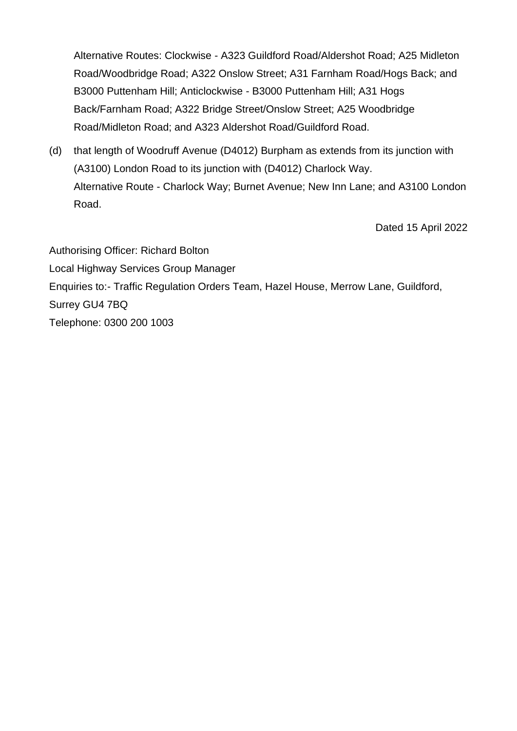Alternative Routes: Clockwise - A323 Guildford Road/Aldershot Road; A25 Midleton Road/Woodbridge Road; A322 Onslow Street; A31 Farnham Road/Hogs Back; and B3000 Puttenham Hill; Anticlockwise - B3000 Puttenham Hill; A31 Hogs Back/Farnham Road; A322 Bridge Street/Onslow Street; A25 Woodbridge Road/Midleton Road; and A323 Aldershot Road/Guildford Road.

(d) that length of Woodruff Avenue (D4012) Burpham as extends from its junction with (A3100) London Road to its junction with (D4012) Charlock Way.
Alternative Route - Charlock Way; Burnet Avenue; New Inn Lane; and A3100 London Road.

Dated 15 April 2022

Authorising Officer: Richard Bolton

Local Highway Services Group Manager

Enquiries to:- Traffic Regulation Orders Team, Hazel House, Merrow Lane, Guildford, Surrey GU4 7BQ

Telephone: 0300 200 1003